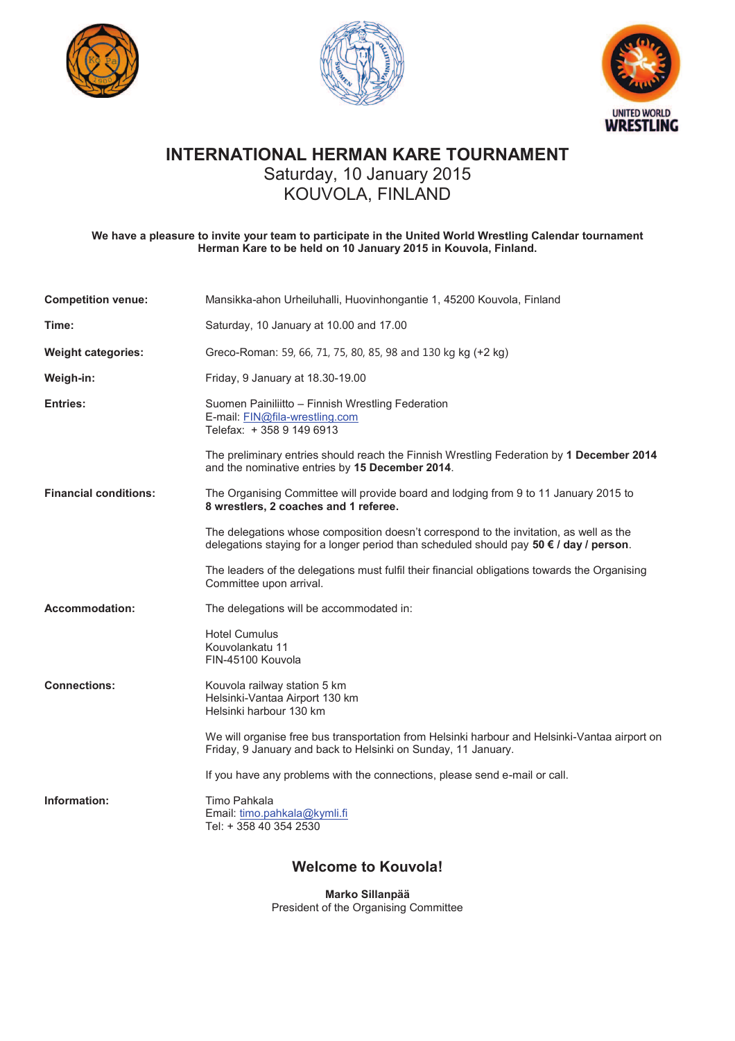# INTERNATIONAL HERMAN KARE TOURNAMENT

Saturday, 10 January 2015
KOUVOLA, FINLAND

**We have a pleasure to invite your team to participate in the United World Wrestling Calendar tournament Herman Kare to be held on 10 January 2015 in Kouvola, Finland.**

**Competition venue:** Mansikka-ahon Urheiluhalli, Huovinhongantie 1, 45200 Kouvola, Finland

**Time:** Saturday, 10 January at 10.00 and 17.00

**Weight categories:** Greco-Roman: 59, 66, 71, 75, 80, 85, 98 and 130 kg kg (+2 kg)

**Weigh-in:** Friday, 9 January at 18.30-19.00

**Entries:** Suomen Painiliitto – Finnish Wrestling Federation
E-mail: FIN@fila-wrestling.com
Telefax: + 358 9 149 6913

The preliminary entries should reach the Finnish Wrestling Federation by **1 December 2014** and the nominative entries by **15 December 2014**.

**Financial conditions:** The Organising Committee will provide board and lodging from 9 to 11 January 2015 to **8 wrestlers, 2 coaches and 1 referee.**

The delegations whose composition doesn't correspond to the invitation, as well as the delegations staying for a longer period than scheduled should pay **50 € / day / person**.

The leaders of the delegations must fulfil their financial obligations towards the Organising Committee upon arrival.

**Accommodation:** The delegations will be accommodated in:

Hotel Cumulus
Kouvolankatu 11
FIN-45100 Kouvola

**Connections:** Kouvola railway station 5 km
Helsinki-Vantaa Airport 130 km
Helsinki harbour 130 km

We will organise free bus transportation from Helsinki harbour and Helsinki-Vantaa airport on Friday, 9 January and back to Helsinki on Sunday, 11 January.

If you have any problems with the connections, please send e-mail or call.

**Information:** Timo Pahkala
Email: timo.pahkala@kymli.fi
Tel: + 358 40 354 2530

## Welcome to Kouvola!

**Marko Sillanpää**
President of the Organising Committee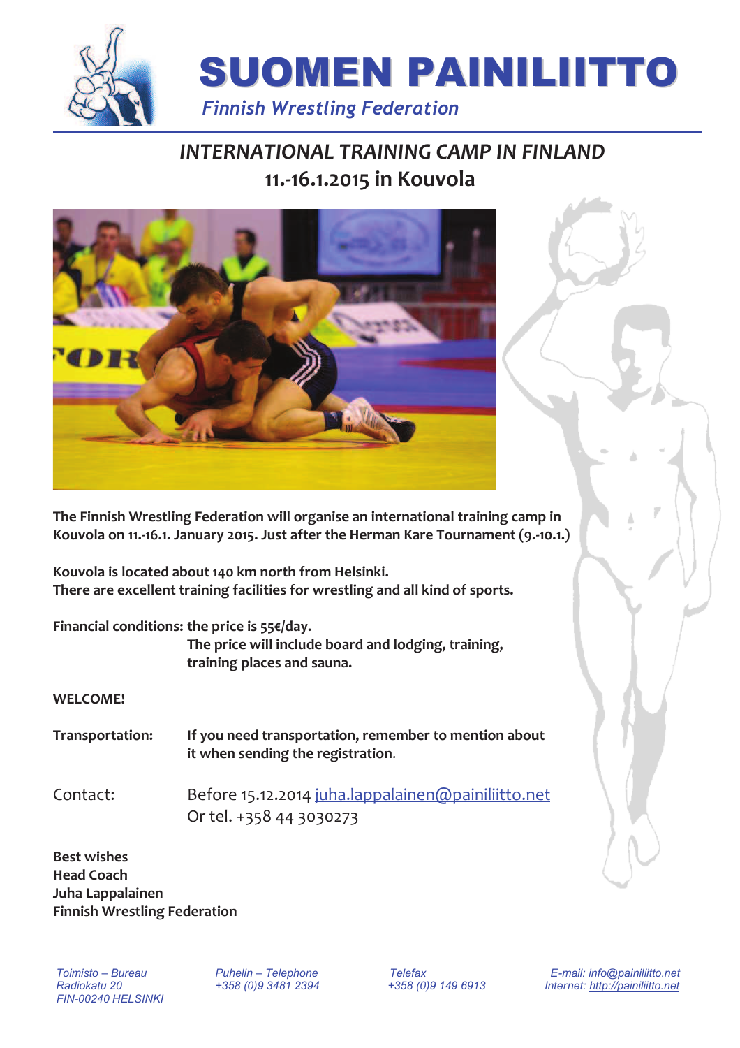# SUOMEN PAINILIITTO

*Finnish Wrestling Federation*

## *INTERNATIONAL TRAINING CAMP IN FINLAND*

## 11.-16.1.2015 in Kouvola

**The Finnish Wrestling Federation will organise an international training camp in Kouvola on 11.-16.1. January 2015. Just after the Herman Kare Tournament (9.-10.1.)**

**Kouvola is located about 140 km north from Helsinki.**
**There are excellent training facilities for wrestling and all kind of sports.**

**Financial conditions: the price is 55€/day.**
**The price will include board and lodging, training, training places and sauna.**

**WELCOME!**

**Transportation:** **If you need transportation, remember to mention about it when sending the registration.**

Contact: Before 15.12.2014 juha.lappalainen@painiliitto.net
Or tel. +358 44 3030273

**Best wishes**
**Head Coach**
**Juha Lappalainen**
**Finnish Wrestling Federation**

---

*Toimisto – Bureau*
*Radiokatu 20*
*FIN-00240 HELSINKI*

*Puhelin – Telephone*
*+358 (0)9 3481 2394*

*Telefax*
*+358 (0)9 149 6913*

*E-mail: info@painiliitto.net*
*Internet: http://painiliitto.net*